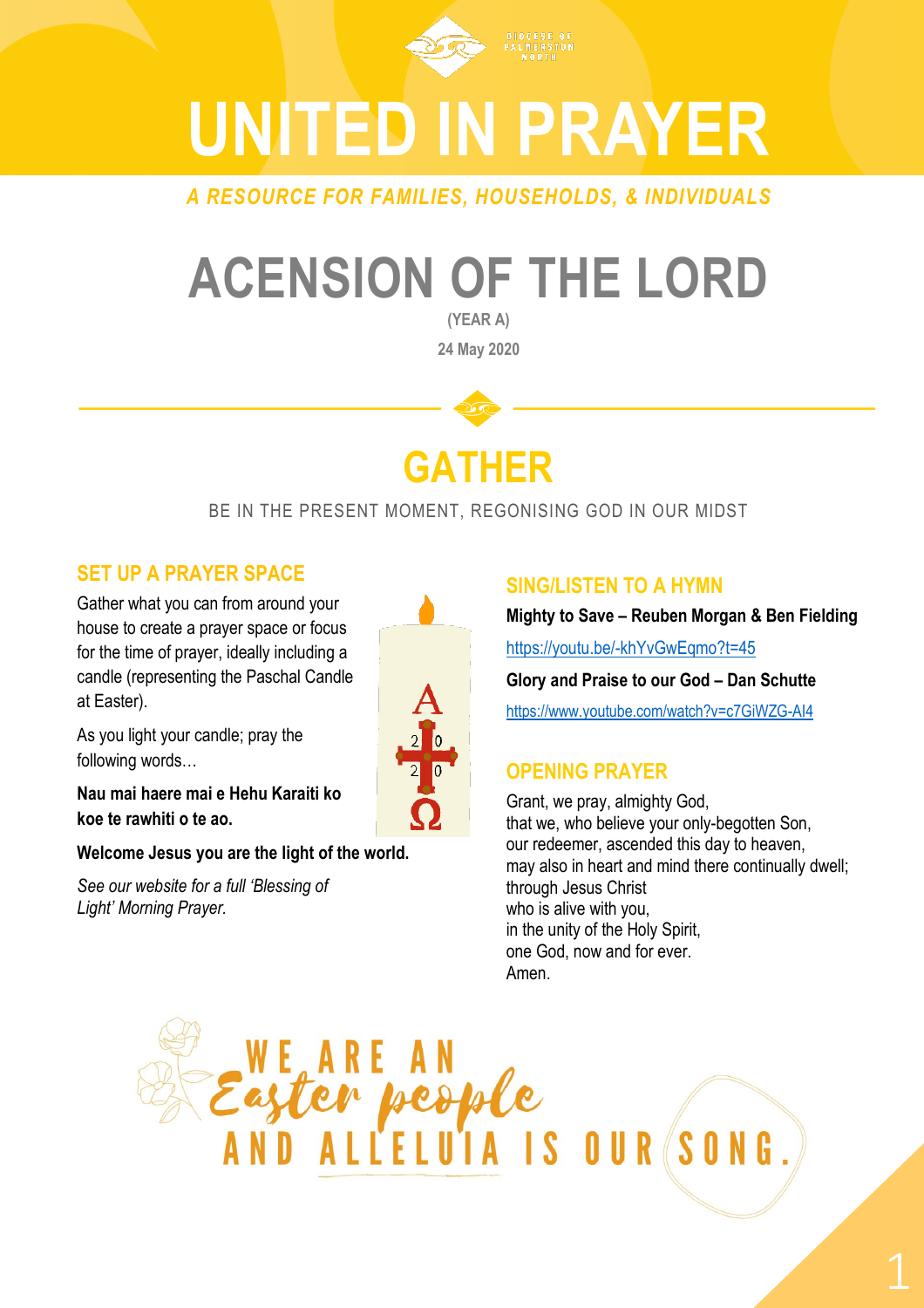DIOCESE OF PALMERSTON NORTH

# UNITED IN PRAYER

*A RESOURCE FOR FAMILIES, HOUSEHOLDS, & INDIVIDUALS*

# ACENSION OF THE LORD

**(YEAR A)**

**24 May 2020**

## GATHER

BE IN THE PRESENT MOMENT, REGONISING GOD IN OUR MIDST

### SET UP A PRAYER SPACE

Gather what you can from around your house to create a prayer space or focus for the time of prayer, ideally including a candle (representing the Paschal Candle at Easter).

As you light your candle; pray the following words…

**Nau mai haere mai e Hehu Karaiti ko koe te rawhiti o te ao.**

**Welcome Jesus you are the light of the world.**

*See our website for a full 'Blessing of Light' Morning Prayer.*

### SING/LISTEN TO A HYMN

**Mighty to Save – Reuben Morgan & Ben Fielding**

https://youtu.be/-khYvGwEqmo?t=45

**Glory and Praise to our God – Dan Schutte**

https://www.youtube.com/watch?v=c7GiWZG-AI4

### OPENING PRAYER

Grant, we pray, almighty God,
that we, who believe your only-begotten Son,
our redeemer, ascended this day to heaven,
may also in heart and mind there continually dwell;
through Jesus Christ
who is alive with you,
in the unity of the Holy Spirit,
one God, now and for ever.
Amen.

WE ARE AN *Easter people* AND ALLELUIA IS OUR SONG.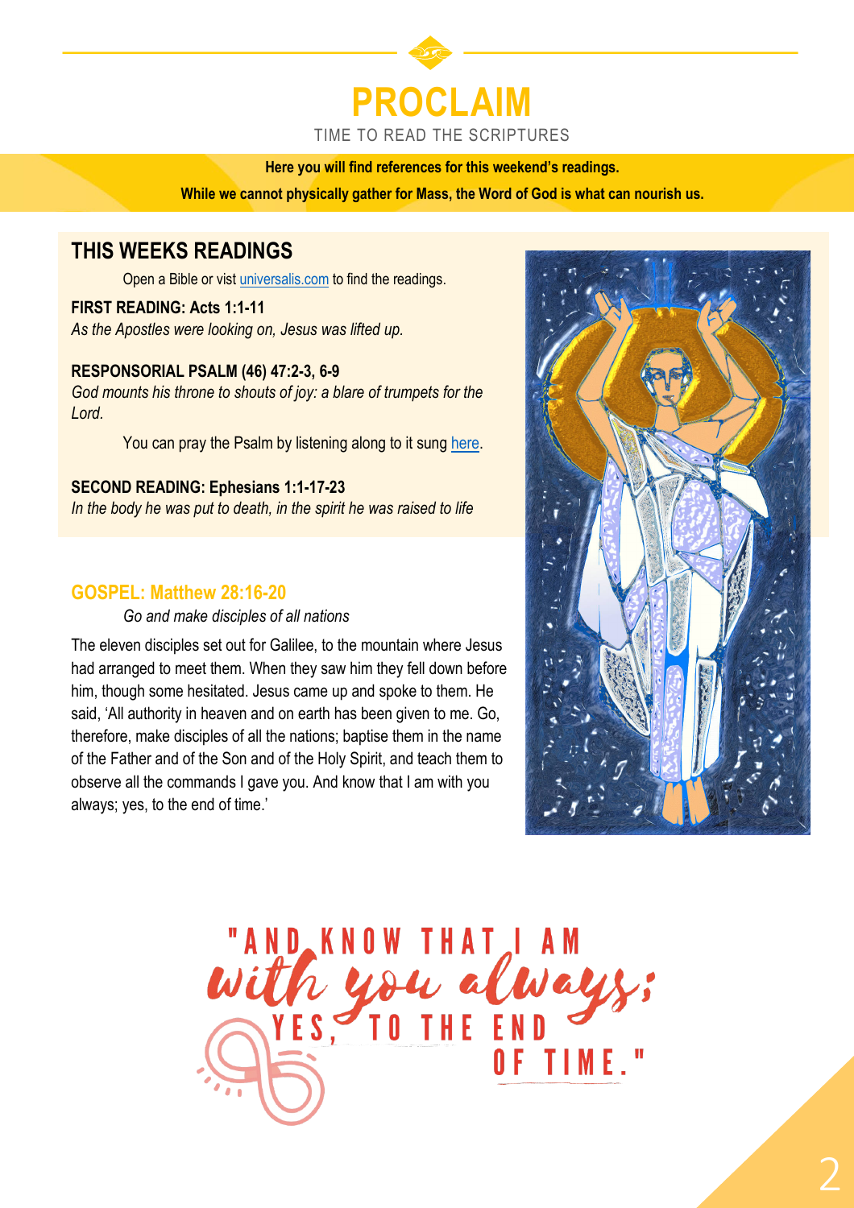# PROCLAIM

TIME TO READ THE SCRIPTURES

**Here you will find references for this weekend's readings.**

**While we cannot physically gather for Mass, the Word of God is what can nourish us.**

## THIS WEEKS READINGS

Open a Bible or vist [universalis.com](universalis.com) to find the readings.

**FIRST READING: Acts 1:1-11**

*As the Apostles were looking on, Jesus was lifted up.*

**RESPONSORIAL PSALM (46) 47:2-3, 6-9**

*God mounts his throne to shouts of joy: a blare of trumpets for the Lord.*

You can pray the Psalm by listening along to it sung [here](here).

**SECOND READING: Ephesians 1:1-17-23**

*In the body he was put to death, in the spirit he was raised to life*

## GOSPEL: Matthew 28:16-20

*Go and make disciples of all nations*

The eleven disciples set out for Galilee, to the mountain where Jesus had arranged to meet them. When they saw him they fell down before him, though some hesitated. Jesus came up and spoke to them. He said, 'All authority in heaven and on earth has been given to me. Go, therefore, make disciples of all the nations; baptise them in the name of the Father and of the Son and of the Holy Spirit, and teach them to observe all the commands I gave you. And know that I am with you always; yes, to the end of time.'

"AND KNOW THAT I AM *with you always;* YES, TO THE END OF TIME."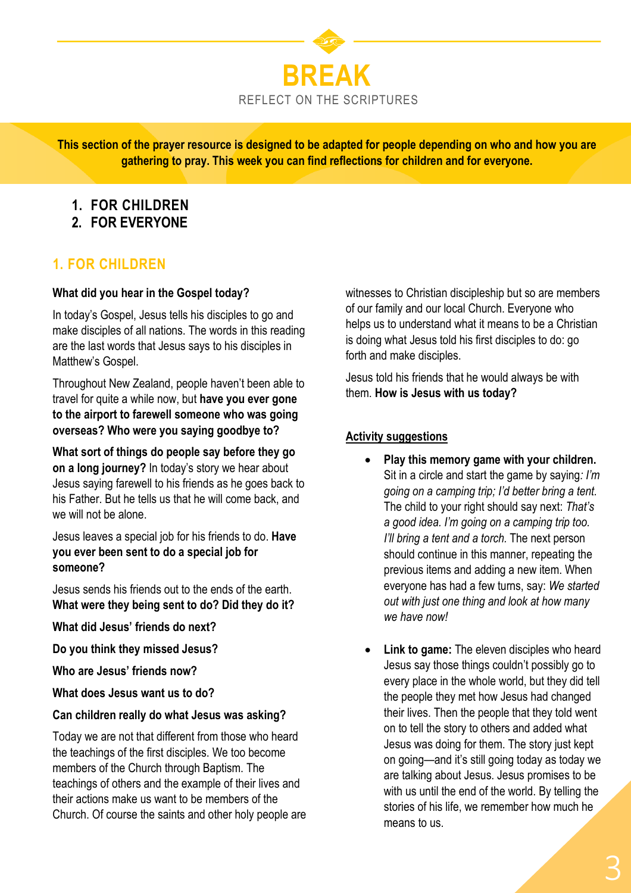# BREAK

REFLECT ON THE SCRIPTURES

**This section of the prayer resource is designed to be adapted for people depending on who and how you are gathering to pray. This week you can find reflections for children and for everyone.**

1. **FOR CHILDREN**
2. **FOR EVERYONE**

## 1. FOR CHILDREN

**What did you hear in the Gospel today?**

In today's Gospel, Jesus tells his disciples to go and make disciples of all nations. The words in this reading are the last words that Jesus says to his disciples in Matthew's Gospel.

Throughout New Zealand, people haven't been able to travel for quite a while now, but **have you ever gone to the airport to farewell someone who was going overseas? Who were you saying goodbye to?**

**What sort of things do people say before they go on a long journey?** In today's story we hear about Jesus saying farewell to his friends as he goes back to his Father. But he tells us that he will come back, and we will not be alone.

Jesus leaves a special job for his friends to do. **Have you ever been sent to do a special job for someone?**

Jesus sends his friends out to the ends of the earth. **What were they being sent to do? Did they do it?**

**What did Jesus' friends do next?**

**Do you think they missed Jesus?**

**Who are Jesus' friends now?**

**What does Jesus want us to do?**

**Can children really do what Jesus was asking?**

Today we are not that different from those who heard the teachings of the first disciples. We too become members of the Church through Baptism. The teachings of others and the example of their lives and their actions make us want to be members of the Church. Of course the saints and other holy people are witnesses to Christian discipleship but so are members of our family and our local Church. Everyone who helps us to understand what it means to be a Christian is doing what Jesus told his first disciples to do: go forth and make disciples.

Jesus told his friends that he would always be with them. **How is Jesus with us today?**

**Activity suggestions**

- **Play this memory game with your children.** Sit in a circle and start the game by saying*: I'm going on a camping trip; I'd better bring a tent.* The child to your right should say next: *That's a good idea. I'm going on a camping trip too. I'll bring a tent and a torch.* The next person should continue in this manner, repeating the previous items and adding a new item. When everyone has had a few turns, say: *We started out with just one thing and look at how many we have now!*

- **Link to game:** The eleven disciples who heard Jesus say those things couldn't possibly go to every place in the whole world, but they did tell the people they met how Jesus had changed their lives. Then the people that they told went on to tell the story to others and added what Jesus was doing for them. The story just kept on going—and it's still going today as today we are talking about Jesus. Jesus promises to be with us until the end of the world. By telling the stories of his life, we remember how much he means to us.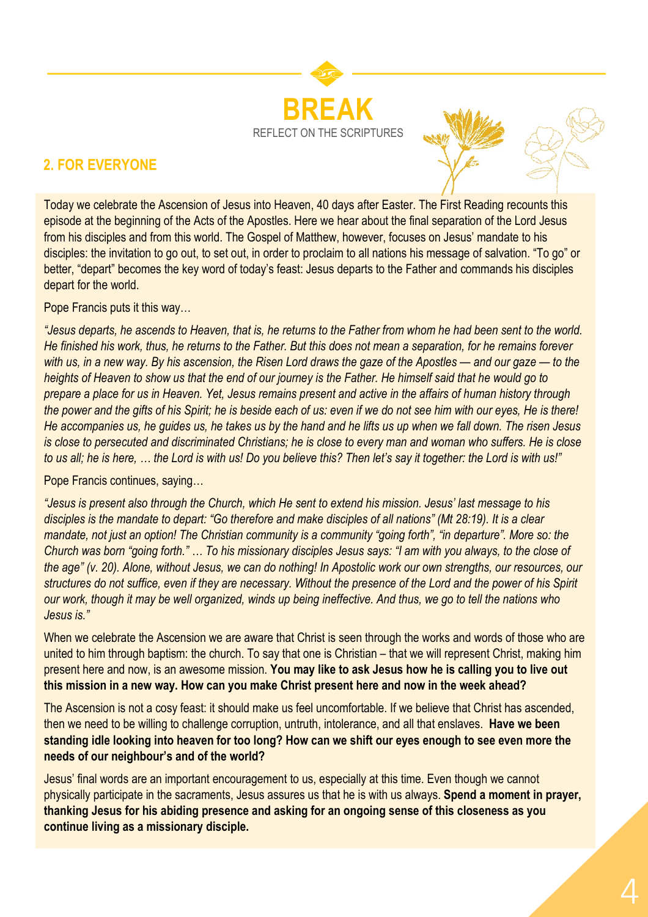# BREAK

REFLECT ON THE SCRIPTURES

## 2. FOR EVERYONE

Today we celebrate the Ascension of Jesus into Heaven, 40 days after Easter. The First Reading recounts this episode at the beginning of the Acts of the Apostles. Here we hear about the final separation of the Lord Jesus from his disciples and from this world. The Gospel of Matthew, however, focuses on Jesus' mandate to his disciples: the invitation to go out, to set out, in order to proclaim to all nations his message of salvation. "To go" or better, "depart" becomes the key word of today's feast: Jesus departs to the Father and commands his disciples depart for the world.

Pope Francis puts it this way…

*"Jesus departs, he ascends to Heaven, that is, he returns to the Father from whom he had been sent to the world. He finished his work, thus, he returns to the Father. But this does not mean a separation, for he remains forever with us, in a new way. By his ascension, the Risen Lord draws the gaze of the Apostles — and our gaze — to the heights of Heaven to show us that the end of our journey is the Father. He himself said that he would go to prepare a place for us in Heaven. Yet, Jesus remains present and active in the affairs of human history through the power and the gifts of his Spirit; he is beside each of us: even if we do not see him with our eyes, He is there! He accompanies us, he guides us, he takes us by the hand and he lifts us up when we fall down. The risen Jesus is close to persecuted and discriminated Christians; he is close to every man and woman who suffers. He is close to us all; he is here, … the Lord is with us! Do you believe this? Then let's say it together: the Lord is with us!"*

Pope Francis continues, saying…

*"Jesus is present also through the Church, which He sent to extend his mission. Jesus' last message to his disciples is the mandate to depart: "Go therefore and make disciples of all nations" (Mt 28:19). It is a clear mandate, not just an option! The Christian community is a community "going forth", "in departure". More so: the Church was born "going forth." … To his missionary disciples Jesus says: "I am with you always, to the close of the age" (v. 20). Alone, without Jesus, we can do nothing! In Apostolic work our own strengths, our resources, our structures do not suffice, even if they are necessary. Without the presence of the Lord and the power of his Spirit our work, though it may be well organized, winds up being ineffective. And thus, we go to tell the nations who Jesus is."*

When we celebrate the Ascension we are aware that Christ is seen through the works and words of those who are united to him through baptism: the church. To say that one is Christian – that we will represent Christ, making him present here and now, is an awesome mission. **You may like to ask Jesus how he is calling you to live out this mission in a new way. How can you make Christ present here and now in the week ahead?**

The Ascension is not a cosy feast: it should make us feel uncomfortable. If we believe that Christ has ascended, then we need to be willing to challenge corruption, untruth, intolerance, and all that enslaves. **Have we been standing idle looking into heaven for too long? How can we shift our eyes enough to see even more the needs of our neighbour's and of the world?**

Jesus' final words are an important encouragement to us, especially at this time. Even though we cannot physically participate in the sacraments, Jesus assures us that he is with us always. **Spend a moment in prayer, thanking Jesus for his abiding presence and asking for an ongoing sense of this closeness as you continue living as a missionary disciple.**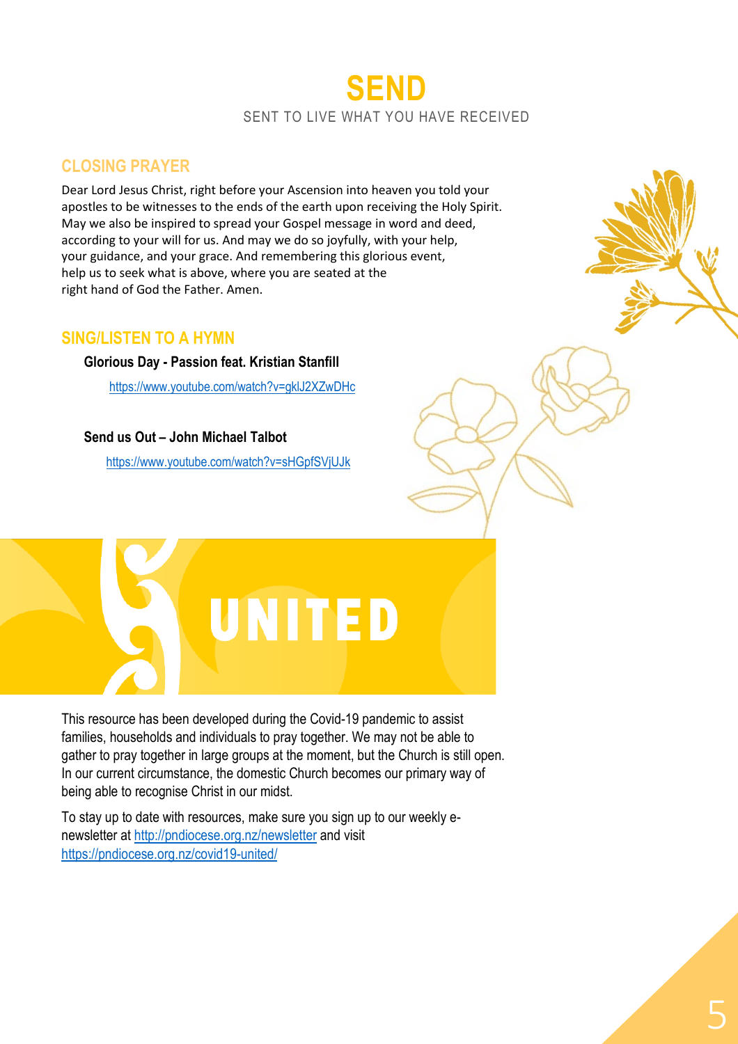# SEND

SENT TO LIVE WHAT YOU HAVE RECEIVED

## CLOSING PRAYER

Dear Lord Jesus Christ, right before your Ascension into heaven you told your apostles to be witnesses to the ends of the earth upon receiving the Holy Spirit. May we also be inspired to spread your Gospel message in word and deed, according to your will for us. And may we do so joyfully, with your help, your guidance, and your grace. And remembering this glorious event, help us to seek what is above, where you are seated at the right hand of God the Father. Amen.

## SING/LISTEN TO A HYMN

**Glorious Day - Passion feat. Kristian Stanfill**

https://www.youtube.com/watch?v=gklJ2XZwDHc

**Send us Out – John Michael Talbot**

https://www.youtube.com/watch?v=sHGpfSVjUJk

## UNITED

This resource has been developed during the Covid-19 pandemic to assist families, households and individuals to pray together. We may not be able to gather to pray together in large groups at the moment, but the Church is still open. In our current circumstance, the domestic Church becomes our primary way of being able to recognise Christ in our midst.

To stay up to date with resources, make sure you sign up to our weekly e-newsletter at http://pndiocese.org.nz/newsletter and visit https://pndiocese.org.nz/covid19-united/